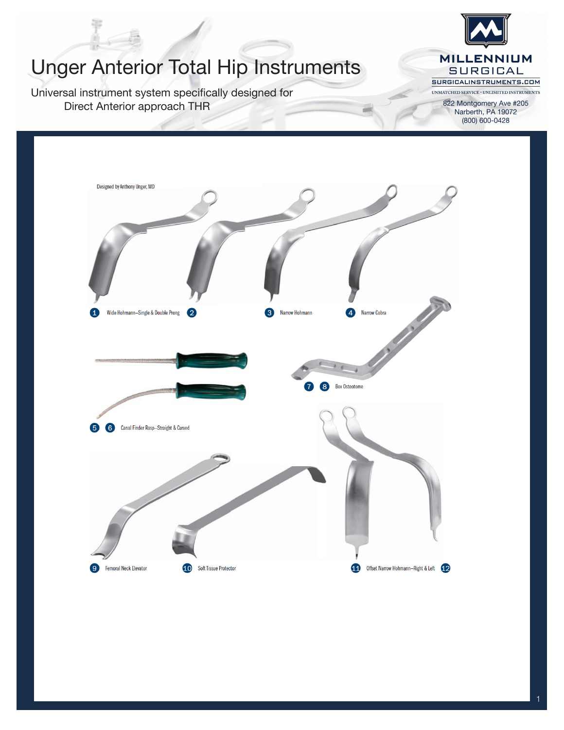# Unger Anterior Total Hip Instruments

Universal instrument system specifically designed for Direct Anterior approach THR

**MILLENNIUM SURGICAL**
SURGICALINSTRUMENTS.COM
UNMATCHED SERVICE • UNLIMITED INSTRUMENTS

822 Montgomery Ave #205
Narberth, PA 19072
(800) 600-0428

Designed by Anthony Unger, MD

1 Wide Hohmann–Single & Double Prong 2

3 Narrow Hohmann

4 Narrow Cobra

7 8 Box Osteotome

5 6 Canal Finder Rasp–Straight & Curved

9 Femoral Neck Elevator

10 Soft Tissue Protector

11 Offset Narrow Hohmann–Right & Left 12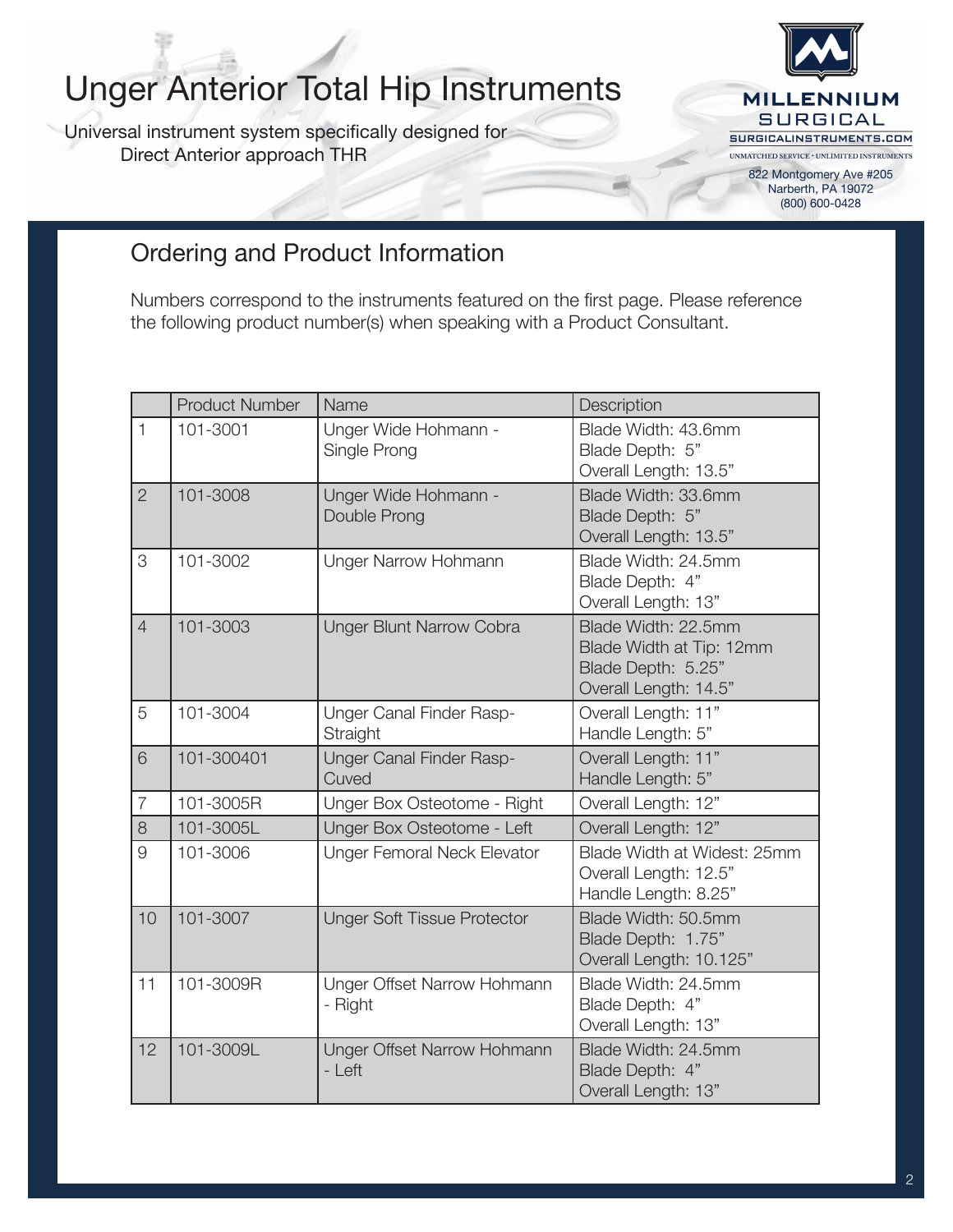# Unger Anterior Total Hip Instruments

Universal instrument system specifically designed for Direct Anterior approach THR

MILLENNIUM SURGICAL
SURGICALINSTRUMENTS.COM
UNMATCHED SERVICE · UNLIMITED INSTRUMENTS
822 Montgomery Ave #205
Narberth, PA 19072
(800) 600-0428

## Ordering and Product Information

Numbers correspond to the instruments featured on the first page. Please reference the following product number(s) when speaking with a Product Consultant.

| | Product Number | Name | Description |
|---|---|---|---|
| 1 | 101-3001 | Unger Wide Hohmann - Single Prong | Blade Width: 43.6mm<br>Blade Depth: 5"<br>Overall Length: 13.5" |
| 2 | 101-3008 | Unger Wide Hohmann - Double Prong | Blade Width: 33.6mm<br>Blade Depth: 5"<br>Overall Length: 13.5" |
| 3 | 101-3002 | Unger Narrow Hohmann | Blade Width: 24.5mm<br>Blade Depth: 4"<br>Overall Length: 13" |
| 4 | 101-3003 | Unger Blunt Narrow Cobra | Blade Width: 22.5mm<br>Blade Width at Tip: 12mm<br>Blade Depth: 5.25"<br>Overall Length: 14.5" |
| 5 | 101-3004 | Unger Canal Finder Rasp-Straight | Overall Length: 11"<br>Handle Length: 5" |
| 6 | 101-300401 | Unger Canal Finder Rasp-Cuved | Overall Length: 11"<br>Handle Length: 5" |
| 7 | 101-3005R | Unger Box Osteotome - Right | Overall Length: 12" |
| 8 | 101-3005L | Unger Box Osteotome - Left | Overall Length: 12" |
| 9 | 101-3006 | Unger Femoral Neck Elevator | Blade Width at Widest: 25mm<br>Overall Length: 12.5"<br>Handle Length: 8.25" |
| 10 | 101-3007 | Unger Soft Tissue Protector | Blade Width: 50.5mm<br>Blade Depth: 1.75"<br>Overall Length: 10.125" |
| 11 | 101-3009R | Unger Offset Narrow Hohmann - Right | Blade Width: 24.5mm<br>Blade Depth: 4"<br>Overall Length: 13" |
| 12 | 101-3009L | Unger Offset Narrow Hohmann - Left | Blade Width: 24.5mm<br>Blade Depth: 4"<br>Overall Length: 13" |